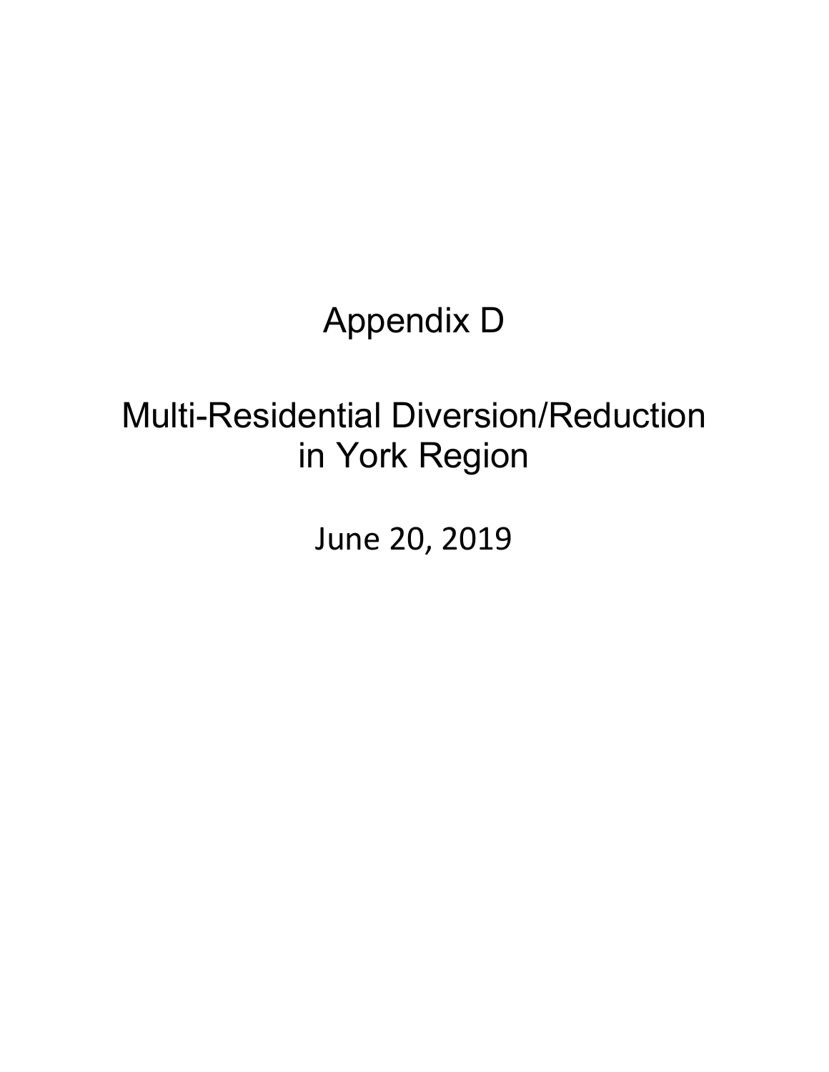# Appendix D

# Multi-Residential Diversion/Reduction in York Region

June 20, 2019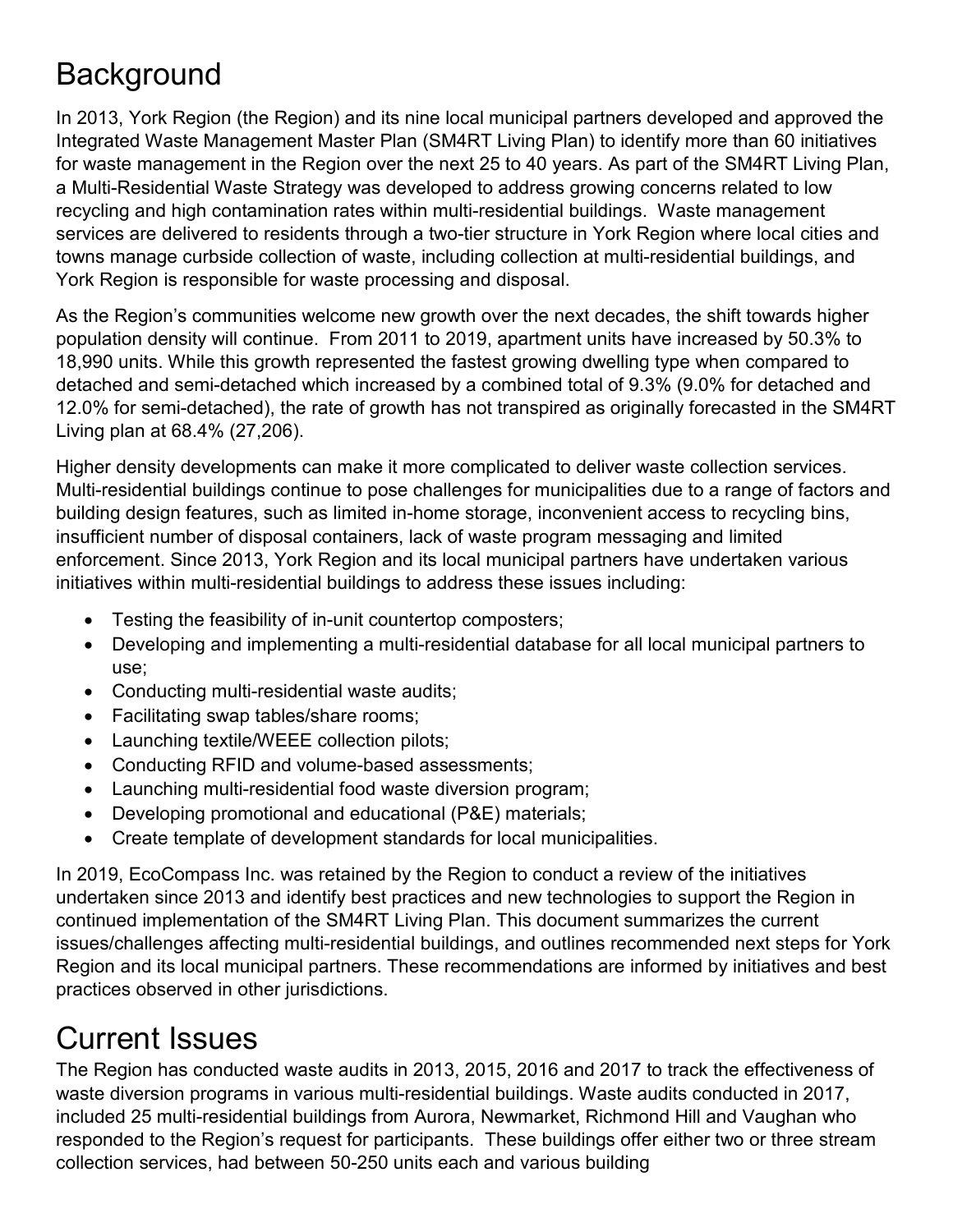# Background

In 2013, York Region (the Region) and its nine local municipal partners developed and approved the Integrated Waste Management Master Plan (SM4RT Living Plan) to identify more than 60 initiatives for waste management in the Region over the next 25 to 40 years. As part of the SM4RT Living Plan, a Multi-Residential Waste Strategy was developed to address growing concerns related to low recycling and high contamination rates within multi-residential buildings. Waste management services are delivered to residents through a two-tier structure in York Region where local cities and towns manage curbside collection of waste, including collection at multi-residential buildings, and York Region is responsible for waste processing and disposal.

As the Region's communities welcome new growth over the next decades, the shift towards higher population density will continue. From 2011 to 2019, apartment units have increased by 50.3% to 18,990 units. While this growth represented the fastest growing dwelling type when compared to detached and semi-detached which increased by a combined total of 9.3% (9.0% for detached and 12.0% for semi-detached), the rate of growth has not transpired as originally forecasted in the SM4RT Living plan at 68.4% (27,206).

Higher density developments can make it more complicated to deliver waste collection services. Multi-residential buildings continue to pose challenges for municipalities due to a range of factors and building design features, such as limited in-home storage, inconvenient access to recycling bins, insufficient number of disposal containers, lack of waste program messaging and limited enforcement. Since 2013, York Region and its local municipal partners have undertaken various initiatives within multi-residential buildings to address these issues including:

- Testing the feasibility of in-unit countertop composters;
- Developing and implementing a multi-residential database for all local municipal partners to use;
- Conducting multi-residential waste audits;
- Facilitating swap tables/share rooms;
- Launching textile/WEEE collection pilots;
- Conducting RFID and volume-based assessments;
- Launching multi-residential food waste diversion program;
- Developing promotional and educational (P&E) materials;
- Create template of development standards for local municipalities.

In 2019, EcoCompass Inc. was retained by the Region to conduct a review of the initiatives undertaken since 2013 and identify best practices and new technologies to support the Region in continued implementation of the SM4RT Living Plan. This document summarizes the current issues/challenges affecting multi-residential buildings, and outlines recommended next steps for York Region and its local municipal partners. These recommendations are informed by initiatives and best practices observed in other jurisdictions.

# Current Issues

The Region has conducted waste audits in 2013, 2015, 2016 and 2017 to track the effectiveness of waste diversion programs in various multi-residential buildings. Waste audits conducted in 2017, included 25 multi-residential buildings from Aurora, Newmarket, Richmond Hill and Vaughan who responded to the Region's request for participants. These buildings offer either two or three stream collection services, had between 50-250 units each and various building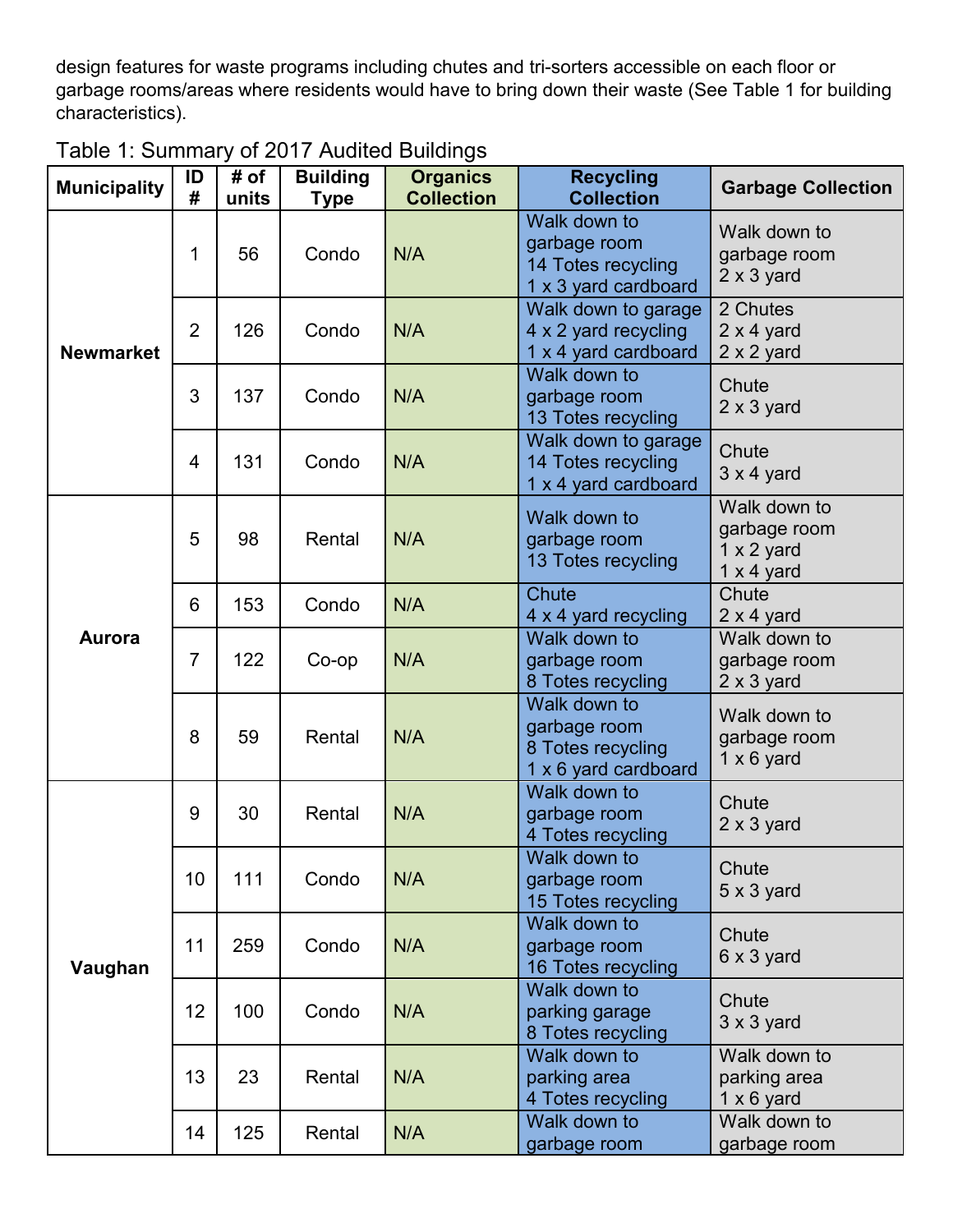design features for waste programs including chutes and tri-sorters accessible on each floor or garbage rooms/areas where residents would have to bring down their waste (See Table 1 for building characteristics).

Table 1: Summary of 2017 Audited Buildings

| Municipality | ID # | # of units | Building Type | Organics Collection | Recycling Collection | Garbage Collection |
|---|---|---|---|---|---|---|
| Newmarket | 1 | 56 | Condo | N/A | Walk down to garbage room<br>14 Totes recycling<br>1 x 3 yard cardboard | Walk down to garbage room<br>2 x 3 yard |
| | 2 | 126 | Condo | N/A | Walk down to garage<br>4 x 2 yard recycling<br>1 x 4 yard cardboard | 2 Chutes<br>2 x 4 yard<br>2 x 2 yard |
| | 3 | 137 | Condo | N/A | Walk down to garbage room<br>13 Totes recycling | Chute<br>2 x 3 yard |
| | 4 | 131 | Condo | N/A | Walk down to garage<br>14 Totes recycling<br>1 x 4 yard cardboard | Chute<br>3 x 4 yard |
| Aurora | 5 | 98 | Rental | N/A | Walk down to garbage room<br>13 Totes recycling | Walk down to garbage room<br>1 x 2 yard<br>1 x 4 yard |
| | 6 | 153 | Condo | N/A | Chute<br>4 x 4 yard recycling | Chute<br>2 x 4 yard |
| | 7 | 122 | Co-op | N/A | Walk down to garbage room<br>8 Totes recycling | Walk down to garbage room<br>2 x 3 yard |
| | 8 | 59 | Rental | N/A | Walk down to garbage room<br>8 Totes recycling<br>1 x 6 yard cardboard | Walk down to garbage room<br>1 x 6 yard |
| Vaughan | 9 | 30 | Rental | N/A | Walk down to garbage room<br>4 Totes recycling | Chute<br>2 x 3 yard |
| | 10 | 111 | Condo | N/A | Walk down to garbage room<br>15 Totes recycling | Chute<br>5 x 3 yard |
| | 11 | 259 | Condo | N/A | Walk down to garbage room<br>16 Totes recycling | Chute<br>6 x 3 yard |
| | 12 | 100 | Condo | N/A | Walk down to parking garage<br>8 Totes recycling | Chute<br>3 x 3 yard |
| | 13 | 23 | Rental | N/A | Walk down to parking area<br>4 Totes recycling | Walk down to parking area<br>1 x 6 yard |
| | 14 | 125 | Rental | N/A | Walk down to garbage room | Walk down to garbage room |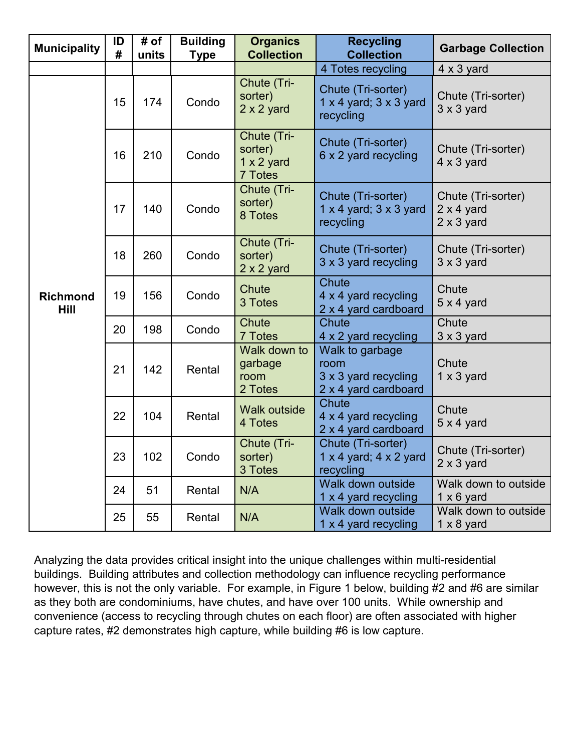| Municipality | ID # | # of units | Building Type | Organics Collection | Recycling Collection | Garbage Collection |
|---|---|---|---|---|---|---|
| | | | | | 4 Totes recycling | 4 x 3 yard |
| Richmond Hill | 15 | 174 | Condo | Chute (Tri-sorter) 2 x 2 yard | Chute (Tri-sorter) 1 x 4 yard; 3 x 3 yard recycling | Chute (Tri-sorter) 3 x 3 yard |
| | 16 | 210 | Condo | Chute (Tri-sorter) 1 x 2 yard 7 Totes | Chute (Tri-sorter) 6 x 2 yard recycling | Chute (Tri-sorter) 4 x 3 yard |
| | 17 | 140 | Condo | Chute (Tri-sorter) 8 Totes | Chute (Tri-sorter) 1 x 4 yard; 3 x 3 yard recycling | Chute (Tri-sorter) 2 x 4 yard 2 x 3 yard |
| | 18 | 260 | Condo | Chute (Tri-sorter) 2 x 2 yard | Chute (Tri-sorter) 3 x 3 yard recycling | Chute (Tri-sorter) 3 x 3 yard |
| | 19 | 156 | Condo | Chute 3 Totes | Chute 4 x 4 yard recycling 2 x 4 yard cardboard | Chute 5 x 4 yard |
| | 20 | 198 | Condo | Chute 7 Totes | Chute 4 x 2 yard recycling | Chute 3 x 3 yard |
| | 21 | 142 | Rental | Walk down to garbage room 2 Totes | Walk to garbage room 3 x 3 yard recycling 2 x 4 yard cardboard | Chute 1 x 3 yard |
| | 22 | 104 | Rental | Walk outside 4 Totes | Chute 4 x 4 yard recycling 2 x 4 yard cardboard | Chute 5 x 4 yard |
| | 23 | 102 | Condo | Chute (Tri-sorter) 3 Totes | Chute (Tri-sorter) 1 x 4 yard; 4 x 2 yard recycling | Chute (Tri-sorter) 2 x 3 yard |
| | 24 | 51 | Rental | N/A | Walk down outside 1 x 4 yard recycling | Walk down to outside 1 x 6 yard |
| | 25 | 55 | Rental | N/A | Walk down outside 1 x 4 yard recycling | Walk down to outside 1 x 8 yard |

Analyzing the data provides critical insight into the unique challenges within multi-residential buildings. Building attributes and collection methodology can influence recycling performance however, this is not the only variable. For example, in Figure 1 below, building #2 and #6 are similar as they both are condominiums, have chutes, and have over 100 units. While ownership and convenience (access to recycling through chutes on each floor) are often associated with higher capture rates, #2 demonstrates high capture, while building #6 is low capture.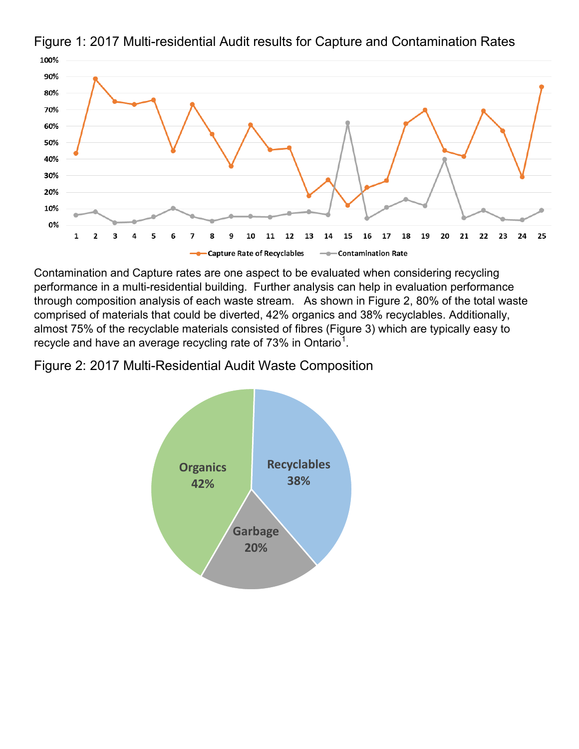Figure 1: 2017 Multi-residential Audit results for Capture and Contamination Rates

Contamination and Capture rates are one aspect to be evaluated when considering recycling performance in a multi-residential building. Further analysis can help in evaluation performance through composition analysis of each waste stream. As shown in Figure 2, 80% of the total waste comprised of materials that could be diverted, 42% organics and 38% recyclables. Additionally, almost 75% of the recyclable materials consisted of fibres (Figure 3) which are typically easy to recycle and have an average recycling rate of 73% in Ontario[1].

Figure 2: 2017 Multi-Residential Audit Waste Composition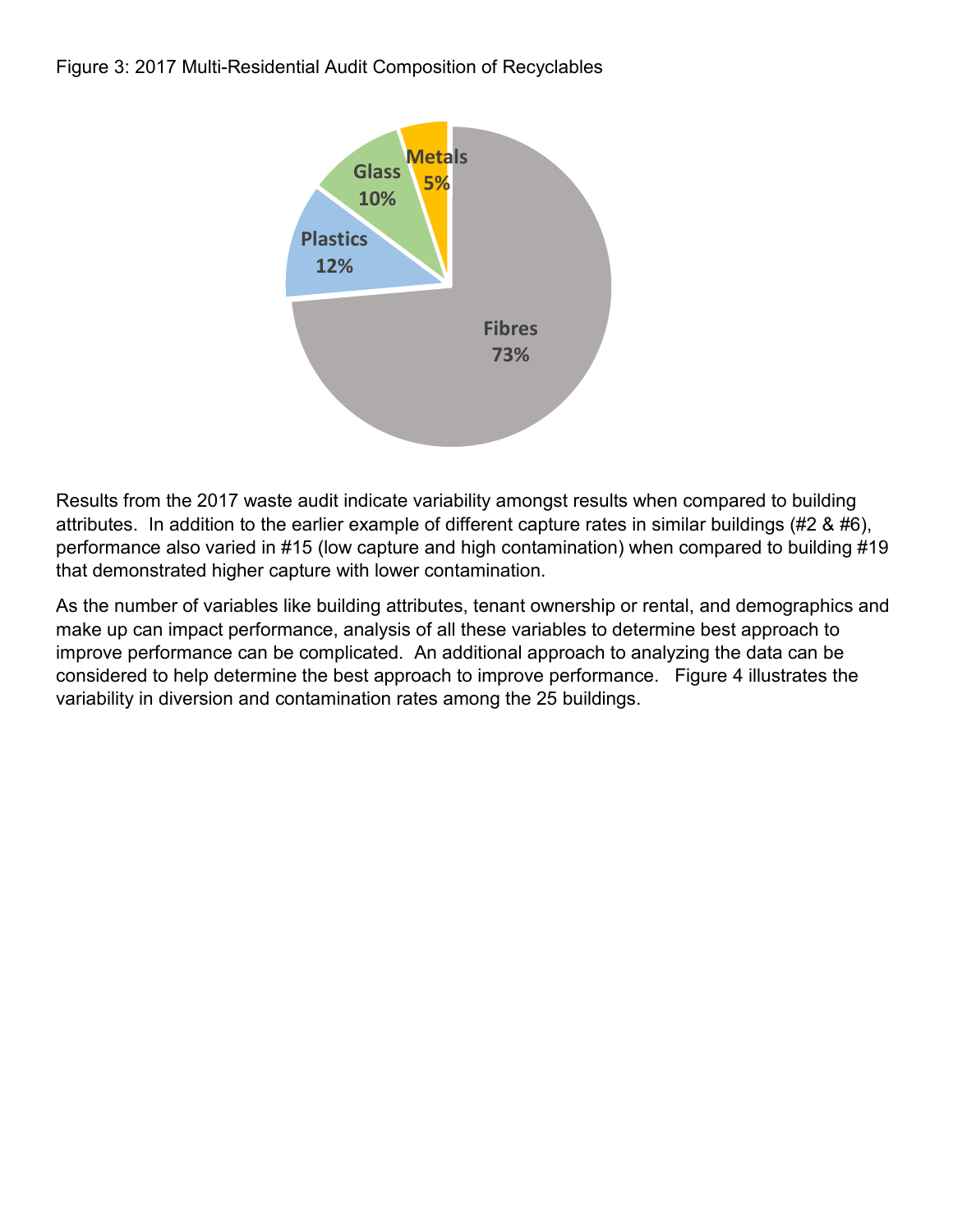Figure 3: 2017 Multi-Residential Audit Composition of Recyclables

Results from the 2017 waste audit indicate variability amongst results when compared to building attributes. In addition to the earlier example of different capture rates in similar buildings (#2 & #6), performance also varied in #15 (low capture and high contamination) when compared to building #19 that demonstrated higher capture with lower contamination.

As the number of variables like building attributes, tenant ownership or rental, and demographics and make up can impact performance, analysis of all these variables to determine best approach to improve performance can be complicated. An additional approach to analyzing the data can be considered to help determine the best approach to improve performance. Figure 4 illustrates the variability in diversion and contamination rates among the 25 buildings.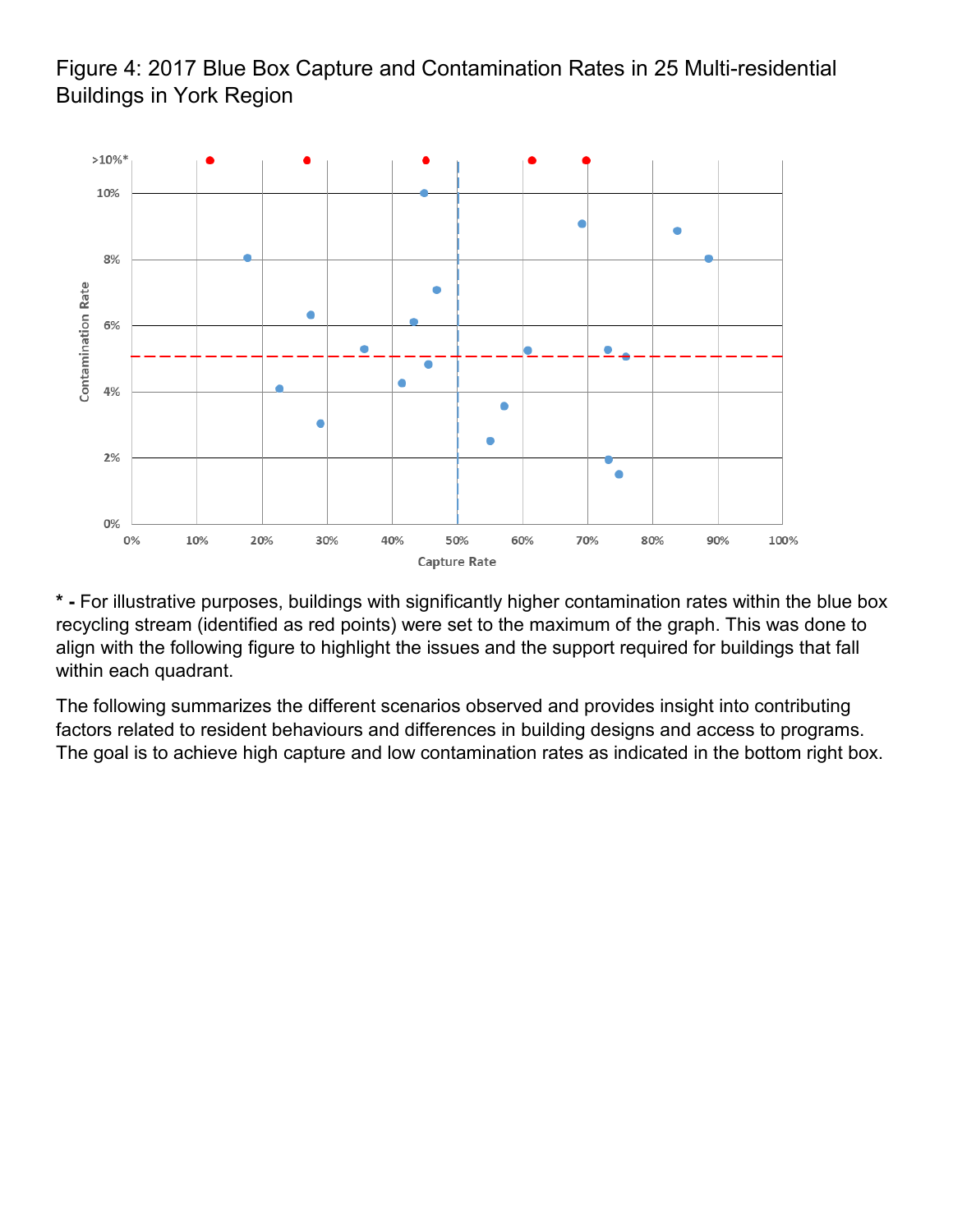Figure 4: 2017 Blue Box Capture and Contamination Rates in 25 Multi-residential Buildings in York Region

**\* -** For illustrative purposes, buildings with significantly higher contamination rates within the blue box recycling stream (identified as red points) were set to the maximum of the graph. This was done to align with the following figure to highlight the issues and the support required for buildings that fall within each quadrant.

The following summarizes the different scenarios observed and provides insight into contributing factors related to resident behaviours and differences in building designs and access to programs. The goal is to achieve high capture and low contamination rates as indicated in the bottom right box.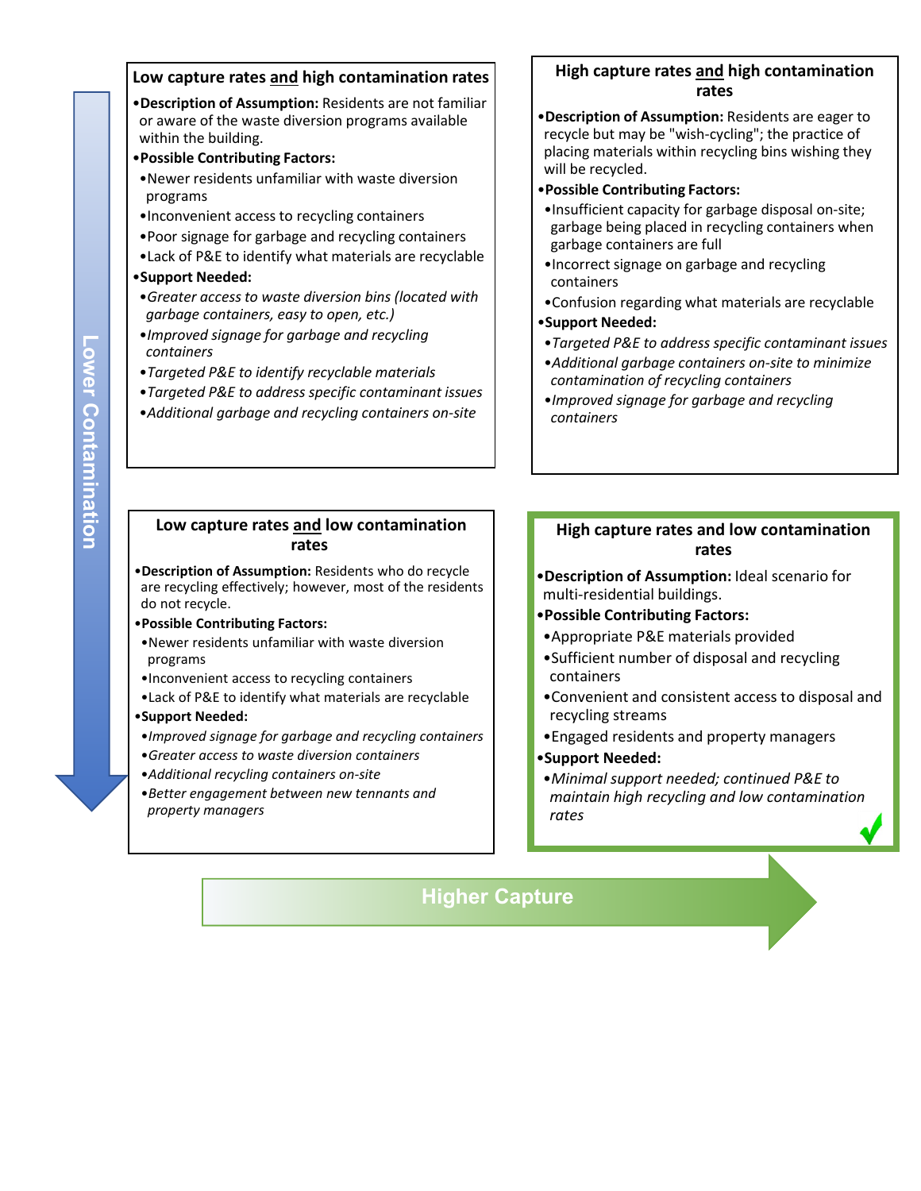**Lower Contamination**

### Low capture rates and high contamination rates

- **Description of Assumption:** Residents are not familiar or aware of the waste diversion programs available within the building.
- **Possible Contributing Factors:**
  - Newer residents unfamiliar with waste diversion programs
  - Inconvenient access to recycling containers
  - Poor signage for garbage and recycling containers
  - Lack of P&E to identify what materials are recyclable
- **Support Needed:**
  - *Greater access to waste diversion bins (located with garbage containers, easy to open, etc.)*
  - *Improved signage for garbage and recycling containers*
  - *Targeted P&E to identify recyclable materials*
  - *Targeted P&E to address specific contaminant issues*
  - *Additional garbage and recycling containers on-site*

### High capture rates and high contamination rates

- **Description of Assumption:** Residents are eager to recycle but may be "wish-cycling"; the practice of placing materials within recycling bins wishing they will be recycled.
- **Possible Contributing Factors:**
  - Insufficient capacity for garbage disposal on-site; garbage being placed in recycling containers when garbage containers are full
  - Incorrect signage on garbage and recycling containers
  - Confusion regarding what materials are recyclable
- **Support Needed:**
  - *Targeted P&E to address specific contaminant issues*
  - *Additional garbage containers on-site to minimize contamination of recycling containers*
  - *Improved signage for garbage and recycling containers*

### Low capture rates and low contamination rates

- **Description of Assumption:** Residents who do recycle are recycling effectively; however, most of the residents do not recycle.
- **Possible Contributing Factors:**
  - Newer residents unfamiliar with waste diversion programs
  - Inconvenient access to recycling containers
  - Lack of P&E to identify what materials are recyclable
- **Support Needed:**
  - *Improved signage for garbage and recycling containers*
  - *Greater access to waste diversion containers*
  - *Additional recycling containers on-site*
  - *Better engagement between new tennants and property managers*

### High capture rates and low contamination rates

- **Description of Assumption:** Ideal scenario for multi-residential buildings.
- **Possible Contributing Factors:**
  - Appropriate P&E materials provided
  - Sufficient number of disposal and recycling containers
  - Convenient and consistent access to disposal and recycling streams
  - Engaged residents and property managers
- **Support Needed:**
  - *Minimal support needed; continued P&E to maintain high recycling and low contamination rates*

**Higher Capture**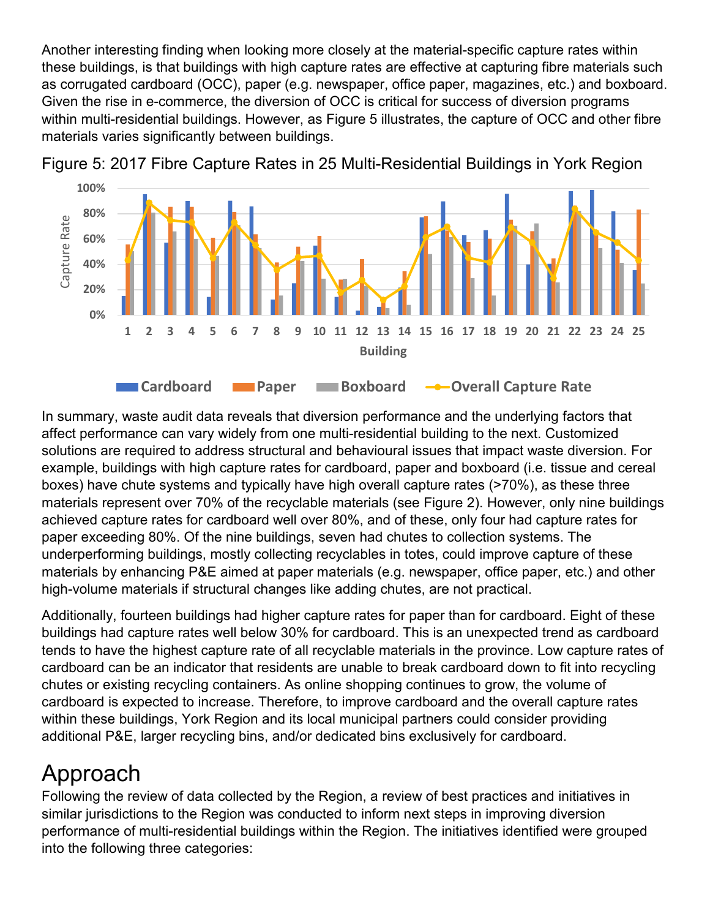Another interesting finding when looking more closely at the material-specific capture rates within these buildings, is that buildings with high capture rates are effective at capturing fibre materials such as corrugated cardboard (OCC), paper (e.g. newspaper, office paper, magazines, etc.) and boxboard. Given the rise in e-commerce, the diversion of OCC is critical for success of diversion programs within multi-residential buildings. However, as Figure 5 illustrates, the capture of OCC and other fibre materials varies significantly between buildings.

Figure 5: 2017 Fibre Capture Rates in 25 Multi-Residential Buildings in York Region

In summary, waste audit data reveals that diversion performance and the underlying factors that affect performance can vary widely from one multi-residential building to the next. Customized solutions are required to address structural and behavioural issues that impact waste diversion. For example, buildings with high capture rates for cardboard, paper and boxboard (i.e. tissue and cereal boxes) have chute systems and typically have high overall capture rates (>70%), as these three materials represent over 70% of the recyclable materials (see Figure 2). However, only nine buildings achieved capture rates for cardboard well over 80%, and of these, only four had capture rates for paper exceeding 80%. Of the nine buildings, seven had chutes to collection systems. The underperforming buildings, mostly collecting recyclables in totes, could improve capture of these materials by enhancing P&E aimed at paper materials (e.g. newspaper, office paper, etc.) and other high-volume materials if structural changes like adding chutes, are not practical.

Additionally, fourteen buildings had higher capture rates for paper than for cardboard. Eight of these buildings had capture rates well below 30% for cardboard. This is an unexpected trend as cardboard tends to have the highest capture rate of all recyclable materials in the province. Low capture rates of cardboard can be an indicator that residents are unable to break cardboard down to fit into recycling chutes or existing recycling containers. As online shopping continues to grow, the volume of cardboard is expected to increase. Therefore, to improve cardboard and the overall capture rates within these buildings, York Region and its local municipal partners could consider providing additional P&E, larger recycling bins, and/or dedicated bins exclusively for cardboard.

# Approach

Following the review of data collected by the Region, a review of best practices and initiatives in similar jurisdictions to the Region was conducted to inform next steps in improving diversion performance of multi-residential buildings within the Region. The initiatives identified were grouped into the following three categories: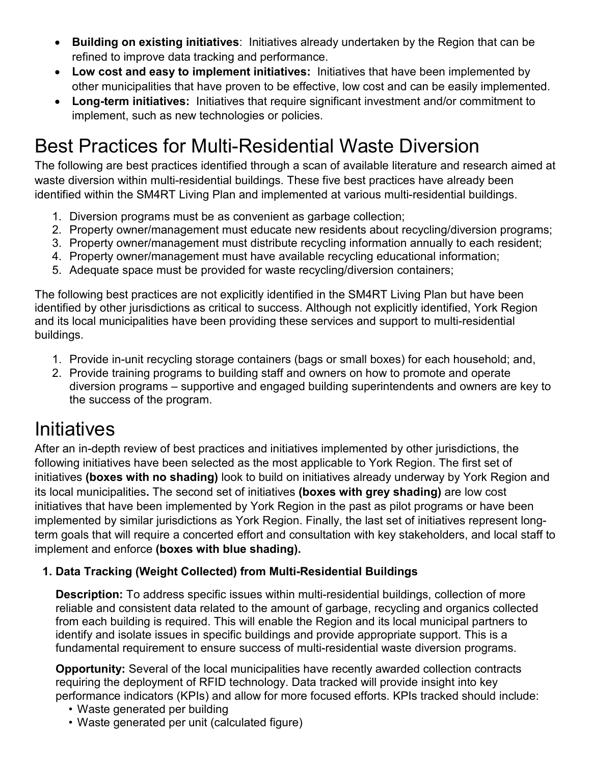- **Building on existing initiatives**: Initiatives already undertaken by the Region that can be refined to improve data tracking and performance.
- **Low cost and easy to implement initiatives:** Initiatives that have been implemented by other municipalities that have proven to be effective, low cost and can be easily implemented.
- **Long-term initiatives:** Initiatives that require significant investment and/or commitment to implement, such as new technologies or policies.

# Best Practices for Multi-Residential Waste Diversion

The following are best practices identified through a scan of available literature and research aimed at waste diversion within multi-residential buildings. These five best practices have already been identified within the SM4RT Living Plan and implemented at various multi-residential buildings.

1. Diversion programs must be as convenient as garbage collection;
2. Property owner/management must educate new residents about recycling/diversion programs;
3. Property owner/management must distribute recycling information annually to each resident;
4. Property owner/management must have available recycling educational information;
5. Adequate space must be provided for waste recycling/diversion containers;

The following best practices are not explicitly identified in the SM4RT Living Plan but have been identified by other jurisdictions as critical to success. Although not explicitly identified, York Region and its local municipalities have been providing these services and support to multi-residential buildings.

1. Provide in-unit recycling storage containers (bags or small boxes) for each household; and,
2. Provide training programs to building staff and owners on how to promote and operate diversion programs – supportive and engaged building superintendents and owners are key to the success of the program.

# Initiatives

After an in-depth review of best practices and initiatives implemented by other jurisdictions, the following initiatives have been selected as the most applicable to York Region. The first set of initiatives **(boxes with no shading)** look to build on initiatives already underway by York Region and its local municipalities**.** The second set of initiatives **(boxes with grey shading)** are low cost initiatives that have been implemented by York Region in the past as pilot programs or have been implemented by similar jurisdictions as York Region. Finally, the last set of initiatives represent long-term goals that will require a concerted effort and consultation with key stakeholders, and local staff to implement and enforce **(boxes with blue shading).**

### 1. Data Tracking (Weight Collected) from Multi-Residential Buildings

**Description:** To address specific issues within multi-residential buildings, collection of more reliable and consistent data related to the amount of garbage, recycling and organics collected from each building is required. This will enable the Region and its local municipal partners to identify and isolate issues in specific buildings and provide appropriate support. This is a fundamental requirement to ensure success of multi-residential waste diversion programs.

**Opportunity:** Several of the local municipalities have recently awarded collection contracts requiring the deployment of RFID technology. Data tracked will provide insight into key performance indicators (KPIs) and allow for more focused efforts. KPIs tracked should include:

- Waste generated per building
- Waste generated per unit (calculated figure)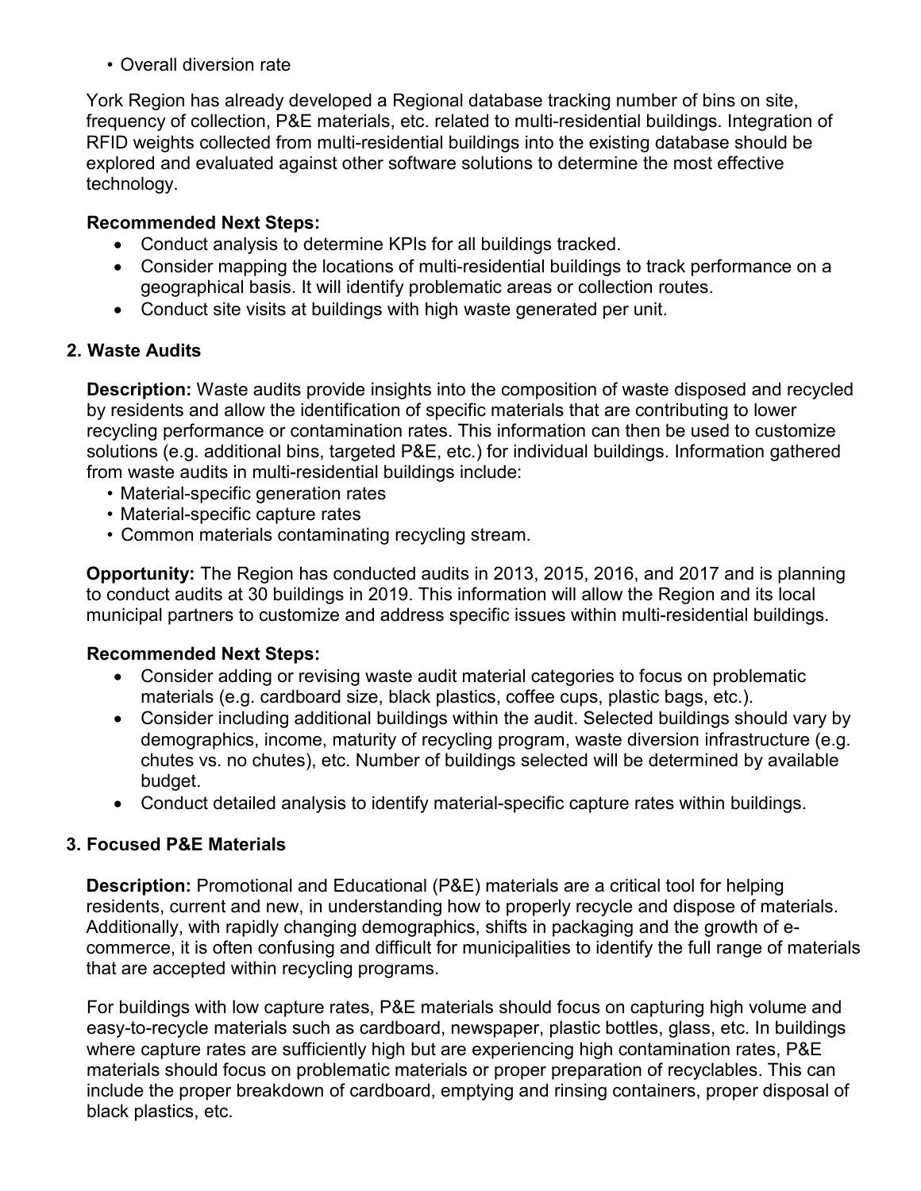- Overall diversion rate

York Region has already developed a Regional database tracking number of bins on site, frequency of collection, P&E materials, etc. related to multi-residential buildings. Integration of RFID weights collected from multi-residential buildings into the existing database should be explored and evaluated against other software solutions to determine the most effective technology.

**Recommended Next Steps:**

- Conduct analysis to determine KPIs for all buildings tracked.
- Consider mapping the locations of multi-residential buildings to track performance on a geographical basis. It will identify problematic areas or collection routes.
- Conduct site visits at buildings with high waste generated per unit.

**2. Waste Audits**

**Description:** Waste audits provide insights into the composition of waste disposed and recycled by residents and allow the identification of specific materials that are contributing to lower recycling performance or contamination rates. This information can then be used to customize solutions (e.g. additional bins, targeted P&E, etc.) for individual buildings. Information gathered from waste audits in multi-residential buildings include:

- Material-specific generation rates
- Material-specific capture rates
- Common materials contaminating recycling stream.

**Opportunity:** The Region has conducted audits in 2013, 2015, 2016, and 2017 and is planning to conduct audits at 30 buildings in 2019. This information will allow the Region and its local municipal partners to customize and address specific issues within multi-residential buildings.

**Recommended Next Steps:**

- Consider adding or revising waste audit material categories to focus on problematic materials (e.g. cardboard size, black plastics, coffee cups, plastic bags, etc.).
- Consider including additional buildings within the audit. Selected buildings should vary by demographics, income, maturity of recycling program, waste diversion infrastructure (e.g. chutes vs. no chutes), etc. Number of buildings selected will be determined by available budget.
- Conduct detailed analysis to identify material-specific capture rates within buildings.

**3. Focused P&E Materials**

**Description:** Promotional and Educational (P&E) materials are a critical tool for helping residents, current and new, in understanding how to properly recycle and dispose of materials. Additionally, with rapidly changing demographics, shifts in packaging and the growth of e-commerce, it is often confusing and difficult for municipalities to identify the full range of materials that are accepted within recycling programs.

For buildings with low capture rates, P&E materials should focus on capturing high volume and easy-to-recycle materials such as cardboard, newspaper, plastic bottles, glass, etc. In buildings where capture rates are sufficiently high but are experiencing high contamination rates, P&E materials should focus on problematic materials or proper preparation of recyclables. This can include the proper breakdown of cardboard, emptying and rinsing containers, proper disposal of black plastics, etc.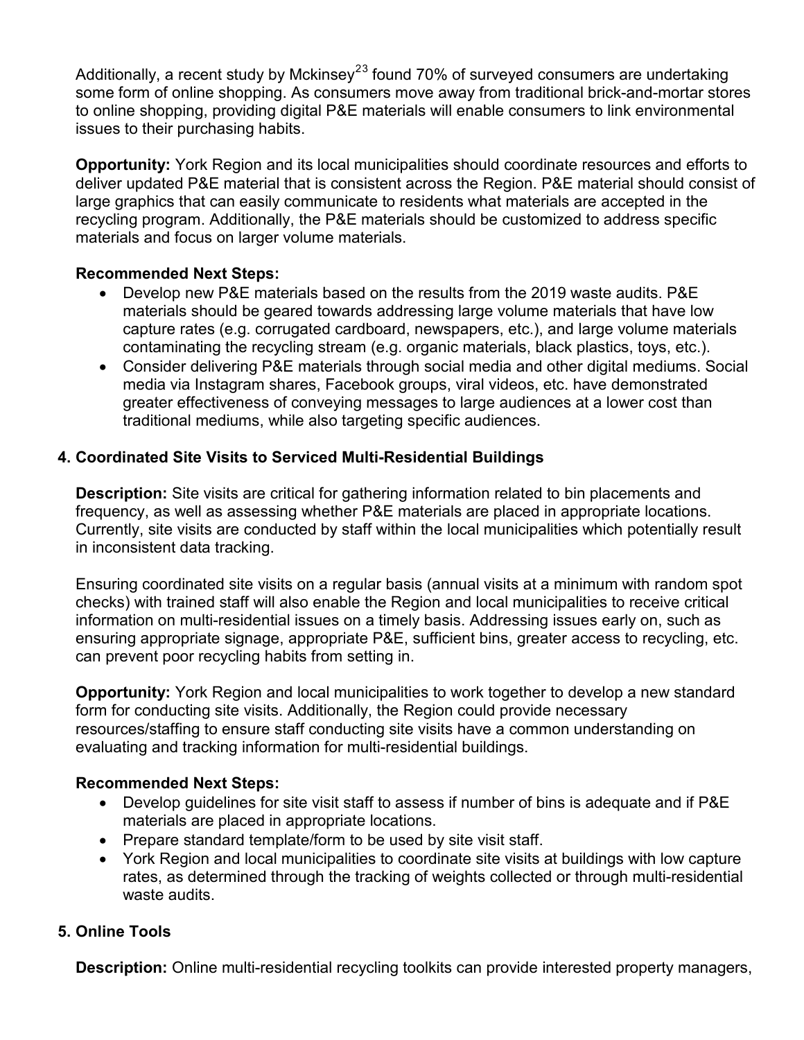Additionally, a recent study by Mckinsey[23] found 70% of surveyed consumers are undertaking some form of online shopping. As consumers move away from traditional brick-and-mortar stores to online shopping, providing digital P&E materials will enable consumers to link environmental issues to their purchasing habits.

**Opportunity:** York Region and its local municipalities should coordinate resources and efforts to deliver updated P&E material that is consistent across the Region. P&E material should consist of large graphics that can easily communicate to residents what materials are accepted in the recycling program. Additionally, the P&E materials should be customized to address specific materials and focus on larger volume materials.

**Recommended Next Steps:**

- Develop new P&E materials based on the results from the 2019 waste audits. P&E materials should be geared towards addressing large volume materials that have low capture rates (e.g. corrugated cardboard, newspapers, etc.), and large volume materials contaminating the recycling stream (e.g. organic materials, black plastics, toys, etc.).
- Consider delivering P&E materials through social media and other digital mediums. Social media via Instagram shares, Facebook groups, viral videos, etc. have demonstrated greater effectiveness of conveying messages to large audiences at a lower cost than traditional mediums, while also targeting specific audiences.

### 4. Coordinated Site Visits to Serviced Multi-Residential Buildings

**Description:** Site visits are critical for gathering information related to bin placements and frequency, as well as assessing whether P&E materials are placed in appropriate locations. Currently, site visits are conducted by staff within the local municipalities which potentially result in inconsistent data tracking.

Ensuring coordinated site visits on a regular basis (annual visits at a minimum with random spot checks) with trained staff will also enable the Region and local municipalities to receive critical information on multi-residential issues on a timely basis. Addressing issues early on, such as ensuring appropriate signage, appropriate P&E, sufficient bins, greater access to recycling, etc. can prevent poor recycling habits from setting in.

**Opportunity:** York Region and local municipalities to work together to develop a new standard form for conducting site visits. Additionally, the Region could provide necessary resources/staffing to ensure staff conducting site visits have a common understanding on evaluating and tracking information for multi-residential buildings.

**Recommended Next Steps:**

- Develop guidelines for site visit staff to assess if number of bins is adequate and if P&E materials are placed in appropriate locations.
- Prepare standard template/form to be used by site visit staff.
- York Region and local municipalities to coordinate site visits at buildings with low capture rates, as determined through the tracking of weights collected or through multi-residential waste audits.

### 5. Online Tools

**Description:** Online multi-residential recycling toolkits can provide interested property managers,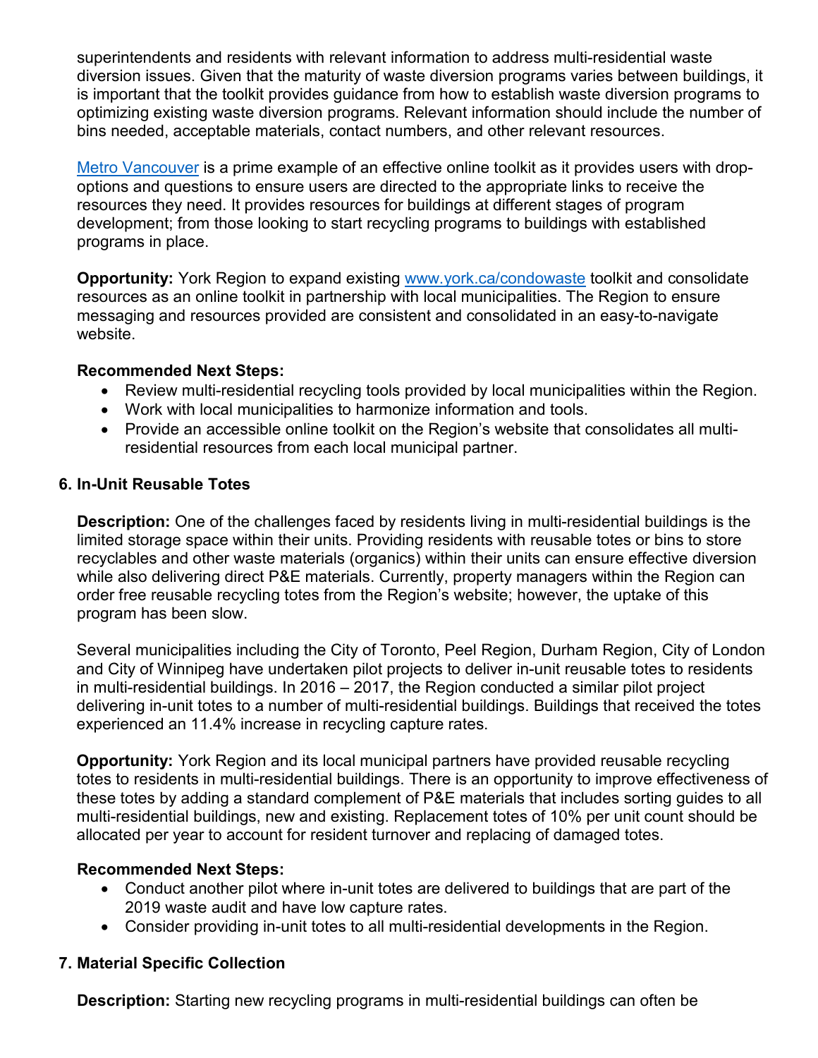superintendents and residents with relevant information to address multi-residential waste diversion issues. Given that the maturity of waste diversion programs varies between buildings, it is important that the toolkit provides guidance from how to establish waste diversion programs to optimizing existing waste diversion programs. Relevant information should include the number of bins needed, acceptable materials, contact numbers, and other relevant resources.

Metro Vancouver is a prime example of an effective online toolkit as it provides users with drop-options and questions to ensure users are directed to the appropriate links to receive the resources they need. It provides resources for buildings at different stages of program development; from those looking to start recycling programs to buildings with established programs in place.

**Opportunity:** York Region to expand existing www.york.ca/condowaste toolkit and consolidate resources as an online toolkit in partnership with local municipalities. The Region to ensure messaging and resources provided are consistent and consolidated in an easy-to-navigate website.

**Recommended Next Steps:**

- Review multi-residential recycling tools provided by local municipalities within the Region.
- Work with local municipalities to harmonize information and tools.
- Provide an accessible online toolkit on the Region's website that consolidates all multi-residential resources from each local municipal partner.

### 6. In-Unit Reusable Totes

**Description:** One of the challenges faced by residents living in multi-residential buildings is the limited storage space within their units. Providing residents with reusable totes or bins to store recyclables and other waste materials (organics) within their units can ensure effective diversion while also delivering direct P&E materials. Currently, property managers within the Region can order free reusable recycling totes from the Region's website; however, the uptake of this program has been slow.

Several municipalities including the City of Toronto, Peel Region, Durham Region, City of London and City of Winnipeg have undertaken pilot projects to deliver in-unit reusable totes to residents in multi-residential buildings. In 2016 – 2017, the Region conducted a similar pilot project delivering in-unit totes to a number of multi-residential buildings. Buildings that received the totes experienced an 11.4% increase in recycling capture rates.

**Opportunity:** York Region and its local municipal partners have provided reusable recycling totes to residents in multi-residential buildings. There is an opportunity to improve effectiveness of these totes by adding a standard complement of P&E materials that includes sorting guides to all multi-residential buildings, new and existing. Replacement totes of 10% per unit count should be allocated per year to account for resident turnover and replacing of damaged totes.

**Recommended Next Steps:**

- Conduct another pilot where in-unit totes are delivered to buildings that are part of the 2019 waste audit and have low capture rates.
- Consider providing in-unit totes to all multi-residential developments in the Region.

### 7. Material Specific Collection

**Description:** Starting new recycling programs in multi-residential buildings can often be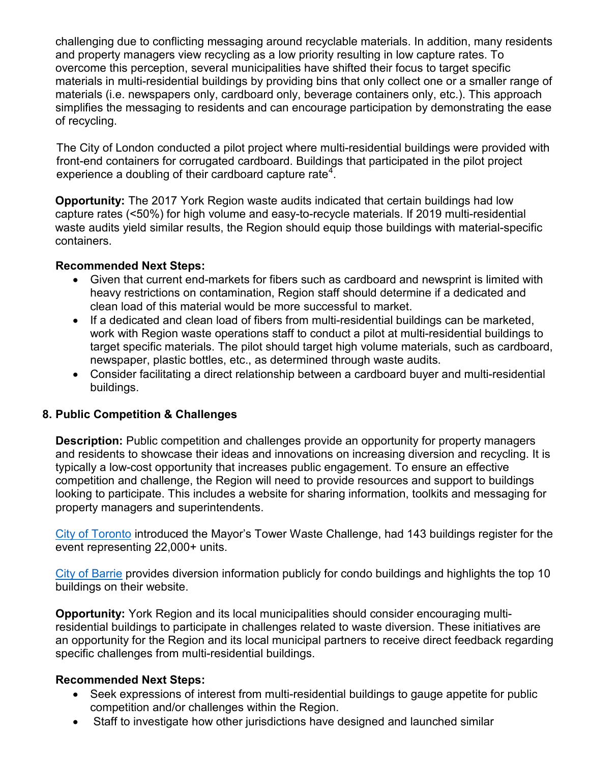challenging due to conflicting messaging around recyclable materials. In addition, many residents and property managers view recycling as a low priority resulting in low capture rates. To overcome this perception, several municipalities have shifted their focus to target specific materials in multi-residential buildings by providing bins that only collect one or a smaller range of materials (i.e. newspapers only, cardboard only, beverage containers only, etc.). This approach simplifies the messaging to residents and can encourage participation by demonstrating the ease of recycling.

The City of London conducted a pilot project where multi-residential buildings were provided with front-end containers for corrugated cardboard. Buildings that participated in the pilot project experience a doubling of their cardboard capture rate[4].

**Opportunity:** The 2017 York Region waste audits indicated that certain buildings had low capture rates (<50%) for high volume and easy-to-recycle materials. If 2019 multi-residential waste audits yield similar results, the Region should equip those buildings with material-specific containers.

**Recommended Next Steps:**

- Given that current end-markets for fibers such as cardboard and newsprint is limited with heavy restrictions on contamination, Region staff should determine if a dedicated and clean load of this material would be more successful to market.
- If a dedicated and clean load of fibers from multi-residential buildings can be marketed, work with Region waste operations staff to conduct a pilot at multi-residential buildings to target specific materials. The pilot should target high volume materials, such as cardboard, newspaper, plastic bottles, etc., as determined through waste audits.
- Consider facilitating a direct relationship between a cardboard buyer and multi-residential buildings.

## 8. Public Competition & Challenges

**Description:** Public competition and challenges provide an opportunity for property managers and residents to showcase their ideas and innovations on increasing diversion and recycling. It is typically a low-cost opportunity that increases public engagement. To ensure an effective competition and challenge, the Region will need to provide resources and support to buildings looking to participate. This includes a website for sharing information, toolkits and messaging for property managers and superintendents.

City of Toronto introduced the Mayor's Tower Waste Challenge, had 143 buildings register for the event representing 22,000+ units.

City of Barrie provides diversion information publicly for condo buildings and highlights the top 10 buildings on their website.

**Opportunity:** York Region and its local municipalities should consider encouraging multi-residential buildings to participate in challenges related to waste diversion. These initiatives are an opportunity for the Region and its local municipal partners to receive direct feedback regarding specific challenges from multi-residential buildings.

**Recommended Next Steps:**

- Seek expressions of interest from multi-residential buildings to gauge appetite for public competition and/or challenges within the Region.
- Staff to investigate how other jurisdictions have designed and launched similar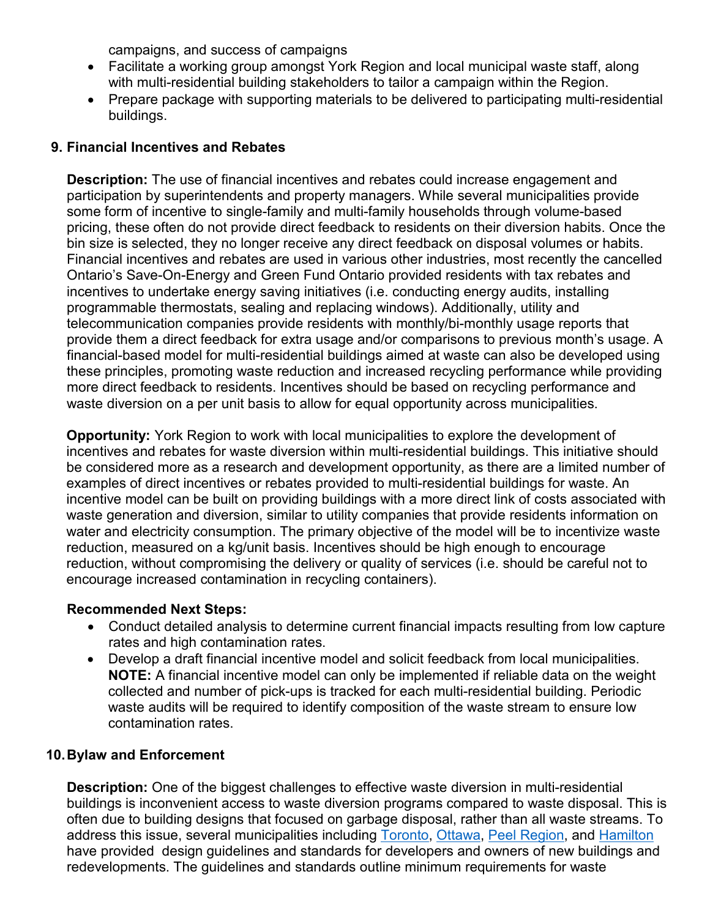campaigns, and success of campaigns
- Facilitate a working group amongst York Region and local municipal waste staff, along with multi-residential building stakeholders to tailor a campaign within the Region.
- Prepare package with supporting materials to be delivered to participating multi-residential buildings.

## 9. Financial Incentives and Rebates

**Description:** The use of financial incentives and rebates could increase engagement and participation by superintendents and property managers. While several municipalities provide some form of incentive to single-family and multi-family households through volume-based pricing, these often do not provide direct feedback to residents on their diversion habits. Once the bin size is selected, they no longer receive any direct feedback on disposal volumes or habits. Financial incentives and rebates are used in various other industries, most recently the cancelled Ontario's Save-On-Energy and Green Fund Ontario provided residents with tax rebates and incentives to undertake energy saving initiatives (i.e. conducting energy audits, installing programmable thermostats, sealing and replacing windows). Additionally, utility and telecommunication companies provide residents with monthly/bi-monthly usage reports that provide them a direct feedback for extra usage and/or comparisons to previous month's usage. A financial-based model for multi-residential buildings aimed at waste can also be developed using these principles, promoting waste reduction and increased recycling performance while providing more direct feedback to residents. Incentives should be based on recycling performance and waste diversion on a per unit basis to allow for equal opportunity across municipalities.

**Opportunity:** York Region to work with local municipalities to explore the development of incentives and rebates for waste diversion within multi-residential buildings. This initiative should be considered more as a research and development opportunity, as there are a limited number of examples of direct incentives or rebates provided to multi-residential buildings for waste. An incentive model can be built on providing buildings with a more direct link of costs associated with waste generation and diversion, similar to utility companies that provide residents information on water and electricity consumption. The primary objective of the model will be to incentivize waste reduction, measured on a kg/unit basis. Incentives should be high enough to encourage reduction, without compromising the delivery or quality of services (i.e. should be careful not to encourage increased contamination in recycling containers).

**Recommended Next Steps:**

- Conduct detailed analysis to determine current financial impacts resulting from low capture rates and high contamination rates.
- Develop a draft financial incentive model and solicit feedback from local municipalities. **NOTE:** A financial incentive model can only be implemented if reliable data on the weight collected and number of pick-ups is tracked for each multi-residential building. Periodic waste audits will be required to identify composition of the waste stream to ensure low contamination rates.

## 10. Bylaw and Enforcement

**Description:** One of the biggest challenges to effective waste diversion in multi-residential buildings is inconvenient access to waste diversion programs compared to waste disposal. This is often due to building designs that focused on garbage disposal, rather than all waste streams. To address this issue, several municipalities including Toronto, Ottawa, Peel Region, and Hamilton have provided design guidelines and standards for developers and owners of new buildings and redevelopments. The guidelines and standards outline minimum requirements for waste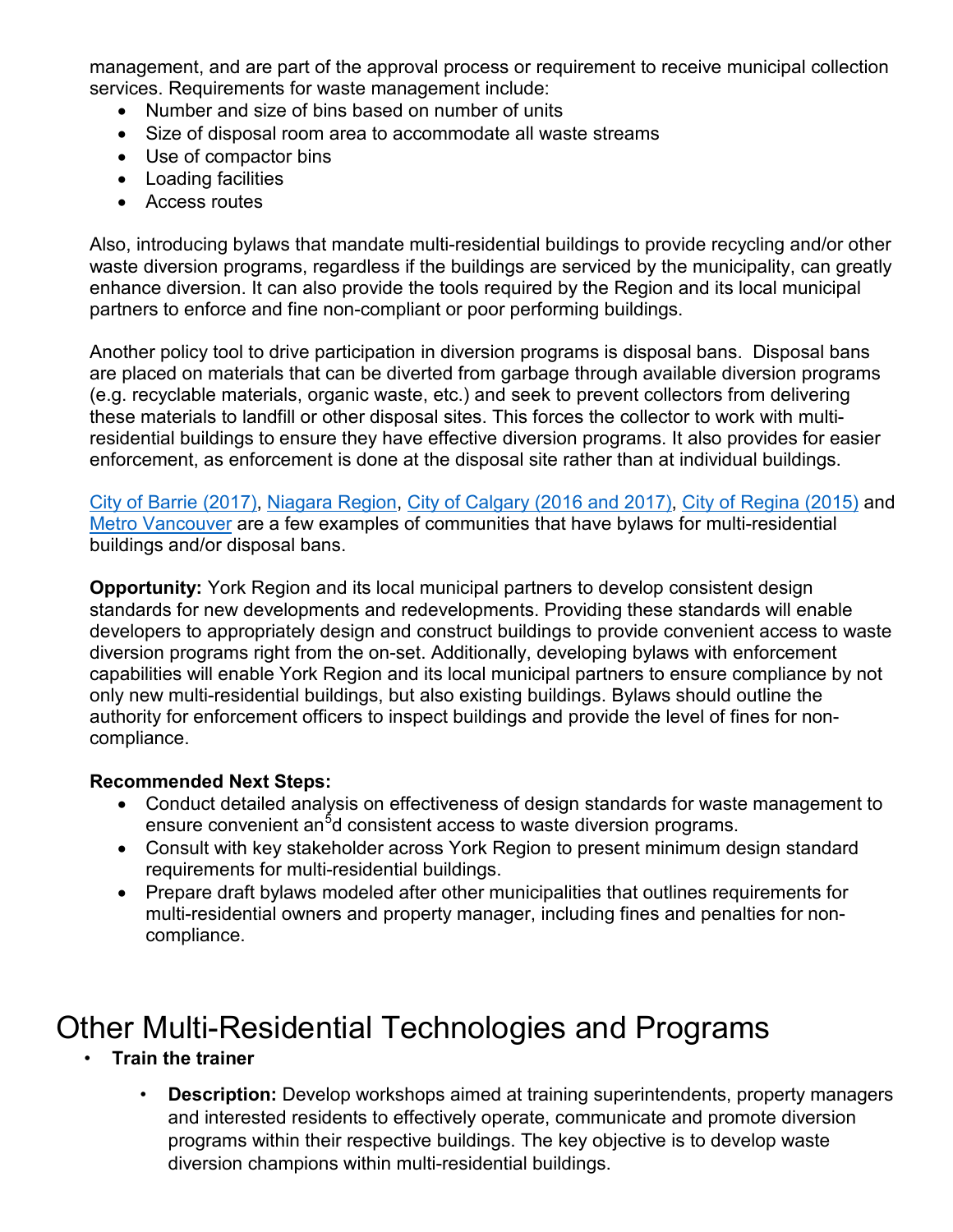management, and are part of the approval process or requirement to receive municipal collection services. Requirements for waste management include:

- Number and size of bins based on number of units
- Size of disposal room area to accommodate all waste streams
- Use of compactor bins
- Loading facilities
- Access routes

Also, introducing bylaws that mandate multi-residential buildings to provide recycling and/or other waste diversion programs, regardless if the buildings are serviced by the municipality, can greatly enhance diversion. It can also provide the tools required by the Region and its local municipal partners to enforce and fine non-compliant or poor performing buildings.

Another policy tool to drive participation in diversion programs is disposal bans. Disposal bans are placed on materials that can be diverted from garbage through available diversion programs (e.g. recyclable materials, organic waste, etc.) and seek to prevent collectors from delivering these materials to landfill or other disposal sites. This forces the collector to work with multi-residential buildings to ensure they have effective diversion programs. It also provides for easier enforcement, as enforcement is done at the disposal site rather than at individual buildings.

City of Barrie (2017), Niagara Region, City of Calgary (2016 and 2017), City of Regina (2015) and Metro Vancouver are a few examples of communities that have bylaws for multi-residential buildings and/or disposal bans.

**Opportunity:** York Region and its local municipal partners to develop consistent design standards for new developments and redevelopments. Providing these standards will enable developers to appropriately design and construct buildings to provide convenient access to waste diversion programs right from the on-set. Additionally, developing bylaws with enforcement capabilities will enable York Region and its local municipal partners to ensure compliance by not only new multi-residential buildings, but also existing buildings. Bylaws should outline the authority for enforcement officers to inspect buildings and provide the level of fines for non-compliance.

**Recommended Next Steps:**

- Conduct detailed analysis on effectiveness of design standards for waste management to ensure convenient and consistent access to waste diversion programs.
- Consult with key stakeholder across York Region to present minimum design standard requirements for multi-residential buildings.
- Prepare draft bylaws modeled after other municipalities that outlines requirements for multi-residential owners and property manager, including fines and penalties for non-compliance.

# Other Multi-Residential Technologies and Programs

- **Train the trainer**
  - **Description:** Develop workshops aimed at training superintendents, property managers and interested residents to effectively operate, communicate and promote diversion programs within their respective buildings. The key objective is to develop waste diversion champions within multi-residential buildings.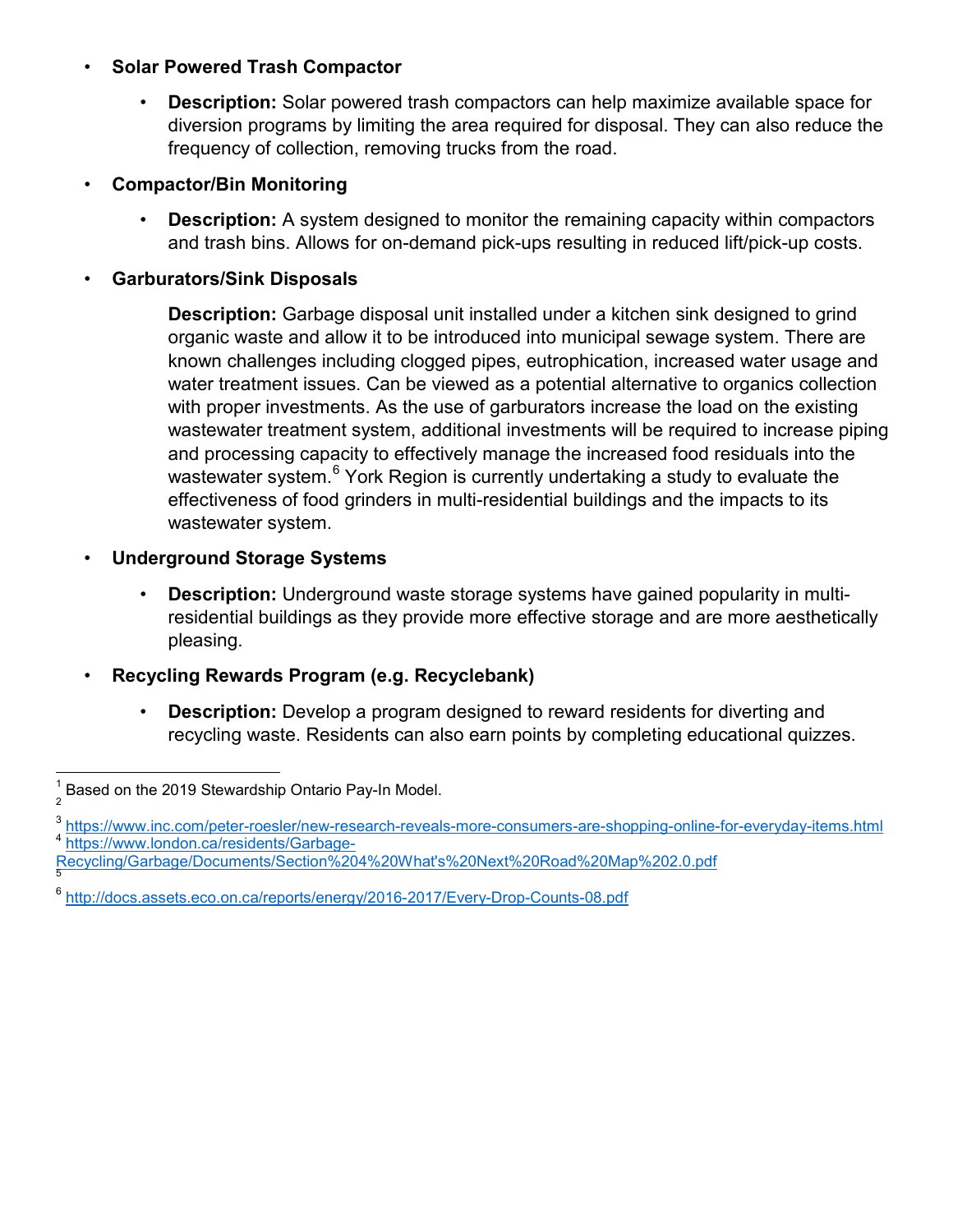- **Solar Powered Trash Compactor**
  - **Description:** Solar powered trash compactors can help maximize available space for diversion programs by limiting the area required for disposal. They can also reduce the frequency of collection, removing trucks from the road.
- **Compactor/Bin Monitoring**
  - **Description:** A system designed to monitor the remaining capacity within compactors and trash bins. Allows for on-demand pick-ups resulting in reduced lift/pick-up costs.
- **Garburators/Sink Disposals**

  **Description:** Garbage disposal unit installed under a kitchen sink designed to grind organic waste and allow it to be introduced into municipal sewage system. There are known challenges including clogged pipes, eutrophication, increased water usage and water treatment issues. Can be viewed as a potential alternative to organics collection with proper investments. As the use of garburators increase the load on the existing wastewater treatment system, additional investments will be required to increase piping and processing capacity to effectively manage the increased food residuals into the wastewater system.[6] York Region is currently undertaking a study to evaluate the effectiveness of food grinders in multi-residential buildings and the impacts to its wastewater system.
- **Underground Storage Systems**
  - **Description:** Underground waste storage systems have gained popularity in multi-residential buildings as they provide more effective storage and are more aesthetically pleasing.
- **Recycling Rewards Program (e.g. Recyclebank)**
  - **Description:** Develop a program designed to reward residents for diverting and recycling waste. Residents can also earn points by completing educational quizzes.

---

[1] Based on the 2019 Stewardship Ontario Pay-In Model.

[2]

[3] https://www.inc.com/peter-roesler/new-research-reveals-more-consumers-are-shopping-online-for-everyday-items.html

[4] https://www.london.ca/residents/Garbage-Recycling/Garbage/Documents/Section%204%20What's%20Next%20Road%20Map%202.0.pdf

[5]

[6] http://docs.assets.eco.on.ca/reports/energy/2016-2017/Every-Drop-Counts-08.pdf